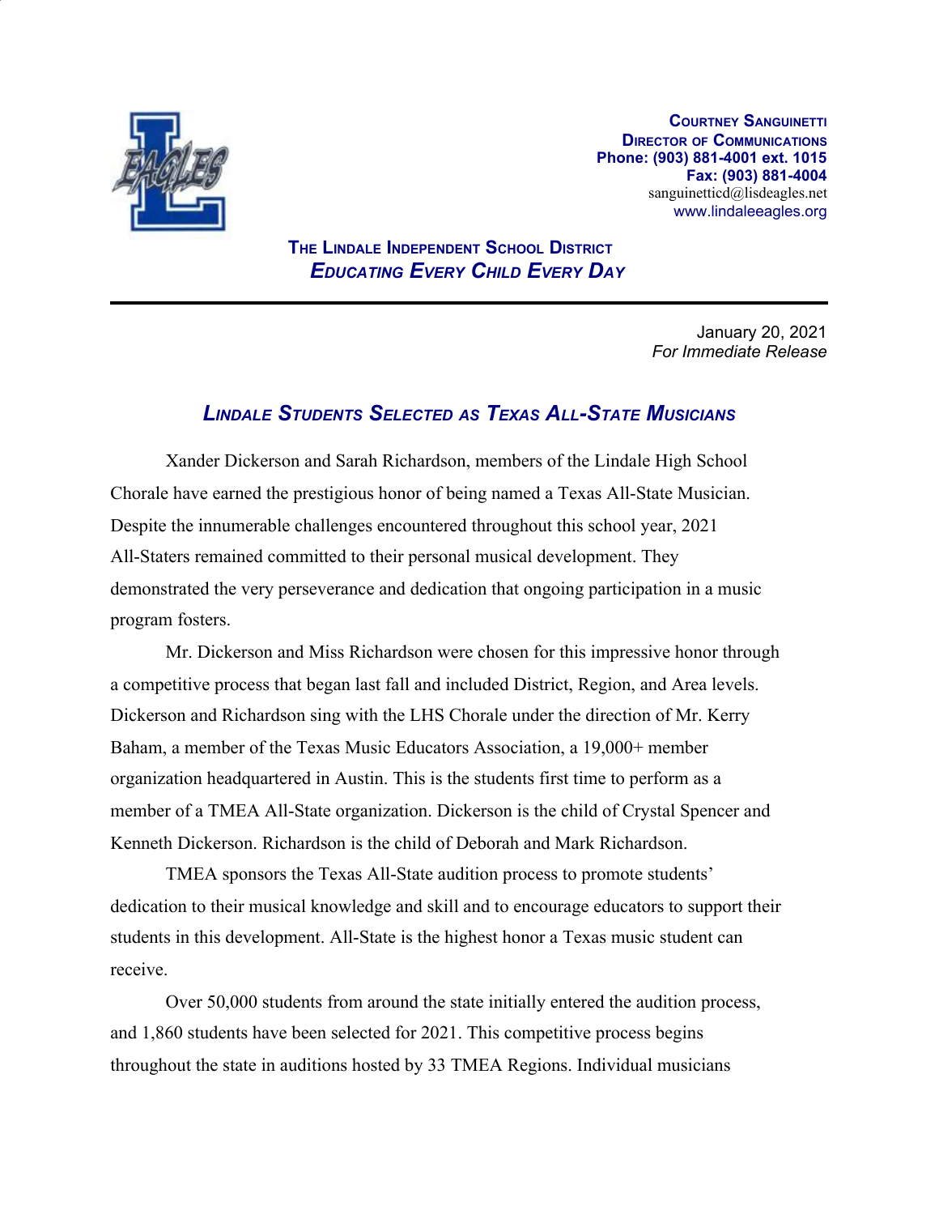**Courtney Sanguinetti**
**Director of Communications**
**Phone: (903) 881-4001 ext. 1015**
**Fax: (903) 881-4004**
sanguinetticd@lisdeagles.net
www.lindaleeagles.org

**The Lindale Independent School District**
***Educating Every Child Every Day***

---

January 20, 2021
*For Immediate Release*

## *Lindale Students Selected as Texas All-State Musicians*

Xander Dickerson and Sarah Richardson, members of the Lindale High School Chorale have earned the prestigious honor of being named a Texas All-State Musician. Despite the innumerable challenges encountered throughout this school year, 2021 All-Staters remained committed to their personal musical development. They demonstrated the very perseverance and dedication that ongoing participation in a music program fosters.

Mr. Dickerson and Miss Richardson were chosen for this impressive honor through a competitive process that began last fall and included District, Region, and Area levels. Dickerson and Richardson sing with the LHS Chorale under the direction of Mr. Kerry Baham, a member of the Texas Music Educators Association, a 19,000+ member organization headquartered in Austin. This is the students first time to perform as a member of a TMEA All-State organization. Dickerson is the child of Crystal Spencer and Kenneth Dickerson. Richardson is the child of Deborah and Mark Richardson.

TMEA sponsors the Texas All-State audition process to promote students' dedication to their musical knowledge and skill and to encourage educators to support their students in this development. All-State is the highest honor a Texas music student can receive.

Over 50,000 students from around the state initially entered the audition process, and 1,860 students have been selected for 2021. This competitive process begins throughout the state in auditions hosted by 33 TMEA Regions. Individual musicians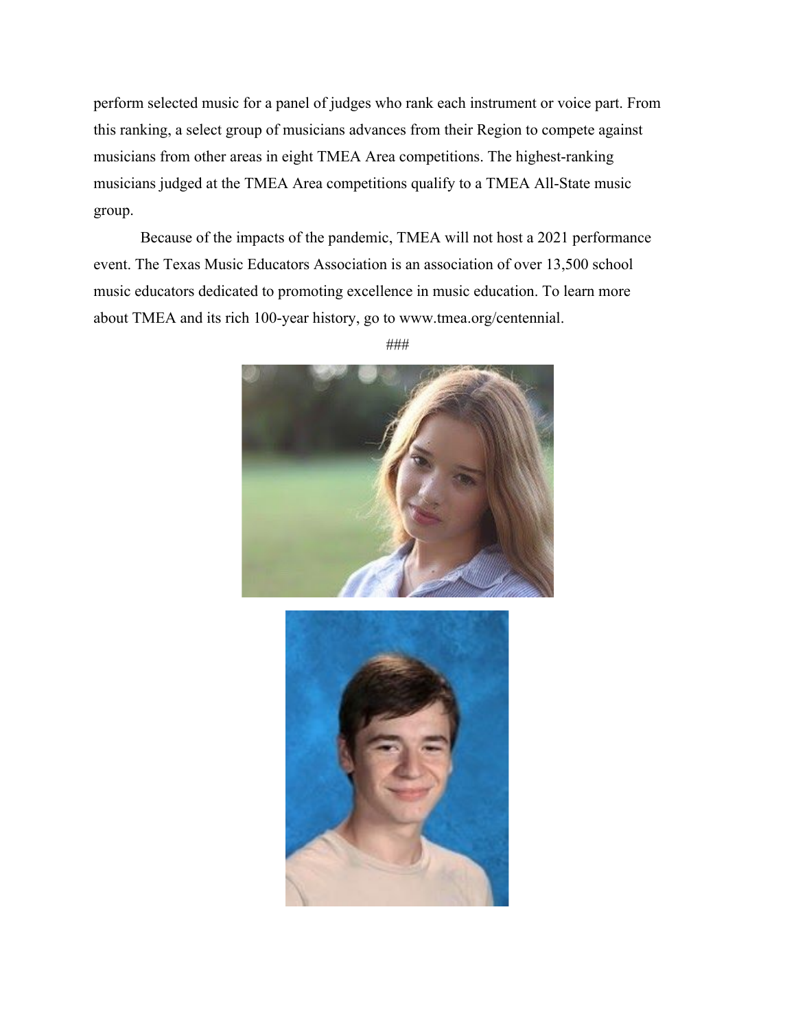perform selected music for a panel of judges who rank each instrument or voice part. From this ranking, a select group of musicians advances from their Region to compete against musicians from other areas in eight TMEA Area competitions. The highest-ranking musicians judged at the TMEA Area competitions qualify to a TMEA All-State music group.

Because of the impacts of the pandemic, TMEA will not host a 2021 performance event. The Texas Music Educators Association is an association of over 13,500 school music educators dedicated to promoting excellence in music education. To learn more about TMEA and its rich 100-year history, go to www.tmea.org/centennial.

###